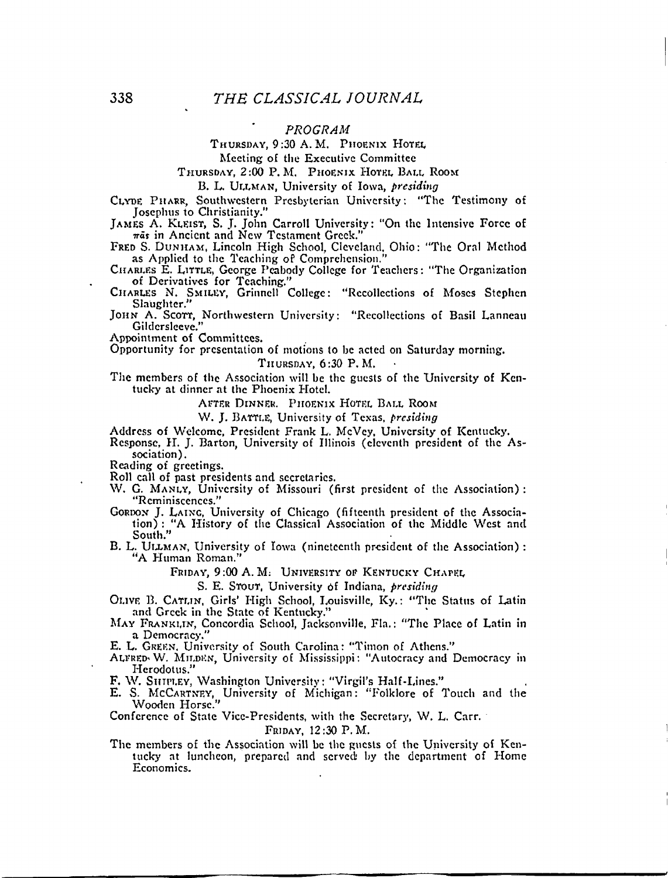## PROGRAM

THURSDAY, 9:30 A. M. PHOENIX HOTEL

Meeting of the Executive Committee

THURSDAY, 2:00 P. M. PHOENIX HOTEL BALL ROOM

B. L. ULLMAN, University of Iowa, *presiding*

CLYDE PHARR, Southwestern Presbyterian University: "The Testimony of Josephus to Christianity."

JAMES A. KLEIST, S. J. John Carroll University: "On the Intensive Force of πᾶς in Ancient and New Testament Greek."

FRED S. DUNHAM, Lincoln High School, Cleveland, Ohio: "The Oral Method as Applied to the Teaching of Comprehension."

CHARLES E. LITTLE, George Peabody College for Teachers: "The Organization of Derivatives for Teaching."

CHARLES N. SMILEY, Grinnell College: "Recollections of Moses Stephen Slaughter."

JOHN A. SCOTT, Northwestern University: "Recollections of Basil Lanneau Gildersleeve."

Appointment of Committees.

Opportunity for presentation of motions to be acted on Saturday morning.

THURSDAY, 6:30 P. M.

The members of the Association will be the guests of the University of Kentucky at dinner at the Phoenix Hotel.

AFTER DINNER. PHOENIX HOTEL BALL ROOM

W. J. BATTLE, University of Texas, *presiding*

Address of Welcome, President Frank L. McVey, University of Kentucky.

Response, H. J. Barton, University of Illinois (eleventh president of the Association).

Reading of greetings.

Roll call of past presidents and secretaries.

W. G. MANLY, University of Missouri (first president of the Association): "Reminiscences."

GORDON J. LAING, University of Chicago (fifteenth president of the Association): "A History of the Classical Association of the Middle West and South."

B. L. ULLMAN, University of Iowa (nineteenth president of the Association): "A Human Roman."

FRIDAY, 9:00 A. M. UNIVERSITY OF KENTUCKY CHAPEL

S. E. STOUT, University of Indiana, *presiding*

OLIVE B. CATLIN, Girls' High School, Louisville, Ky.: "The Status of Latin and Greek in the State of Kentucky."

MAY FRANKLIN, Concordia School, Jacksonville, Fla.: "The Place of Latin in a Democracy."

E. L. GREEN, University of South Carolina: "Timon of Athens."

ALFRED W. MILDEN, University of Mississippi: "Autocracy and Democracy in Herodotus."

F. W. SHIPLEY, Washington University: "Virgil's Half-Lines."

E. S. MCCARTNEY, University of Michigan: "Folklore of Touch and the Wooden Horse."

Conference of State Vice-Presidents, with the Secretary, W. L. Carr.

FRIDAY, 12:30 P. M.

The members of the Association will be the guests of the University of Kentucky at luncheon, prepared and served by the department of Home Economics.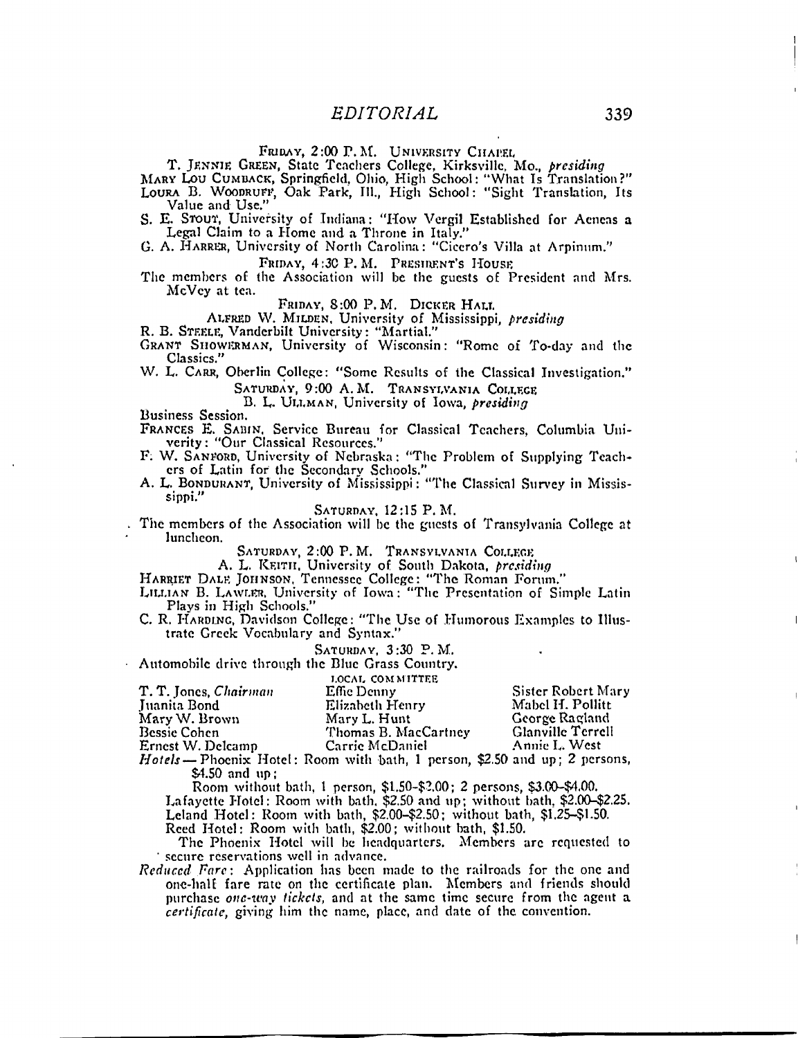FRIDAY, 2:00 P. M. UNIVERSITY CHAPEL

T. JENNIE GREEN, State Teachers College, Kirksville, Mo., *presiding*

MARY LOU CUMBACK, Springfield, Ohio, High School: "What Is Translation?"

LOURA B. WOODRUFF, Oak Park, Ill., High School: "Sight Translation, Its Value and Use."

S. E. STOUT, University of Indiana: "How Vergil Established for Aeneas a Legal Claim to a Home and a Throne in Italy."

G. A. HARRER, University of North Carolina: "Cicero's Villa at Arpinum."

FRIDAY, 4:30 P. M. PRESIDENT'S HOUSE

The members of the Association will be the guests of President and Mrs. McVey at tea.

FRIDAY, 8:00 P. M. DICKER HALL

ALFRED W. MILDEN, University of Mississippi, *presiding*

R. B. STEELE, Vanderbilt University: "Martial."

GRANT SHOWERMAN, University of Wisconsin: "Rome of To-day and the Classics."

W. L. CARR, Oberlin College: "Some Results of the Classical Investigation."

SATURDAY, 9:00 A. M. TRANSYLVANIA COLLEGE

B. L. ULLMAN, University of Iowa, *presiding*

Business Session.

FRANCES E. SABIN, Service Bureau for Classical Teachers, Columbia University: "Our Classical Resources."

F. W. SANFORD, University of Nebraska: "The Problem of Supplying Teachers of Latin for the Secondary Schools."

A. L. BONDURANT, University of Mississippi: "The Classical Survey in Mississippi."

SATURDAY, 12:15 P. M.

The members of the Association will be the guests of Transylvania College at luncheon.

SATURDAY, 2:00 P. M. TRANSYLVANIA COLLEGE

A. L. KEITH, University of South Dakota, *presiding*

HARRIET DALE JOHNSON, Tennessee College: "The Roman Forum."

LILLIAN B. LAWLER, University of Iowa: "The Presentation of Simple Latin Plays in High Schools."

C. R. HARDING, Davidson College: "The Use of Humorous Examples to Illustrate Greek Vocabulary and Syntax."

SATURDAY, 3:30 P. M.

Automobile drive through the Blue Grass Country.

LOCAL COMMITTEE

| | | |
|---|---|---|
| T. T. Jones, *Chairman* | Effie Denny | Sister Robert Mary |
| Juanita Bond | Elizabeth Henry | Mabel H. Pollitt |
| Mary W. Brown | Mary L. Hunt | George Ragland |
| Bessie Cohen | Thomas B. MacCartney | Glanville Terrell |
| Ernest W. Delcamp | Carrie McDaniel | Annie L. West |

*Hotels*—Phoenix Hotel: Room with bath, 1 person, $2.50 and up; 2 persons, $4.50 and up;

Room without bath, 1 person, $1.50–$2.00; 2 persons, $3.00–$4.00.

Lafayette Hotel: Room with bath, $2.50 and up; without bath, $2.00–$2.25.

Leland Hotel: Room with bath, $2.00–$2.50; without bath, $1.25–$1.50.

Reed Hotel: Room with bath, $2.00; without bath, $1.50.

The Phoenix Hotel will be headquarters. Members are requested to secure reservations well in advance.

*Reduced Fare*: Application has been made to the railroads for the one and one-half fare rate on the certificate plan. Members and friends should purchase *one-way tickets*, and at the same time secure from the agent a *certificate*, giving him the name, place, and date of the convention.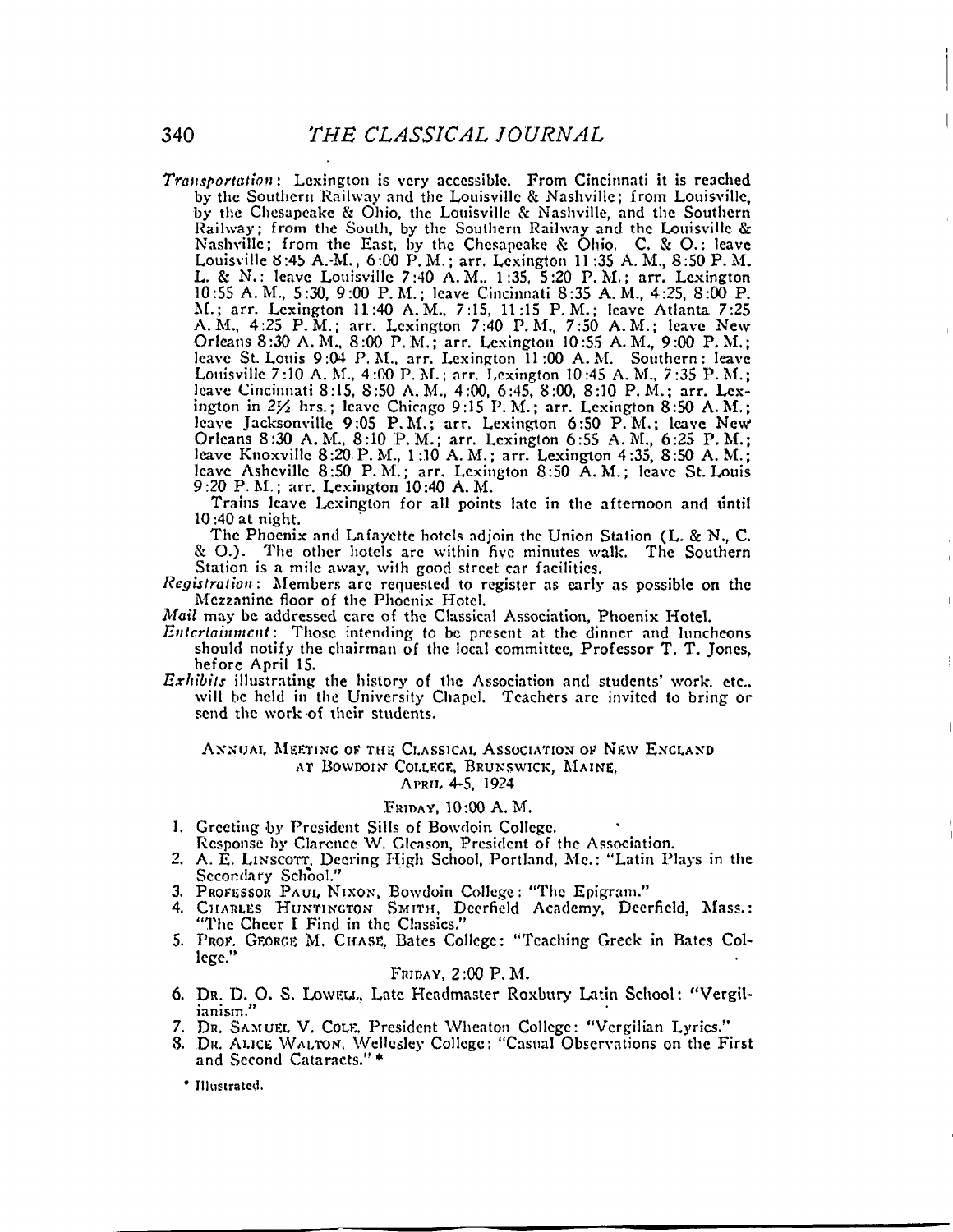*Transportation*: Lexington is very accessible. From Cincinnati it is reached by the Southern Railway and the Louisville & Nashville; from Louisville, by the Chesapeake & Ohio, the Louisville & Nashville, and the Southern Railway; from the South, by the Southern Railway and the Louisville & Nashville; from the East, by the Chesapeake & Ohio. C. & O.: leave Louisville 8:45 A. M., 6:00 P. M.; arr. Lexington 11:35 A. M., 8:50 P. M. L. & N.: leave Louisville 7:40 A. M., 1:35, 5:20 P. M.; arr. Lexington 10:55 A. M., 5:30, 9:00 P. M.; leave Cincinnati 8:35 A. M., 4:25, 8:00 P. M.; arr. Lexington 11:40 A. M., 7:15, 11:15 P. M.; leave Atlanta 7:25 A. M., 4:25 P. M.; arr. Lexington 7:40 P. M., 7:50 A. M.; leave New Orleans 8:30 A. M., 8:00 P. M.; arr. Lexington 10:55 A. M., 9:00 P. M.; leave St. Louis 9:04 P. M., arr. Lexington 11:00 A. M. Southern: leave Louisville 7:10 A. M., 4:00 P. M.; arr. Lexington 10:45 A. M., 7:35 P. M.; leave Cincinnati 8:15, 8:50 A. M., 4:00, 6:45, 8:00, 8:10 P. M.; arr. Lexington in 2½ hrs.; leave Chicago 9:15 P. M.; arr. Lexington 8:50 A. M.; leave Jacksonville 9:05 P. M.; arr. Lexington 6:50 P. M.; leave New Orleans 8:30 A. M., 8:10 P. M.; arr. Lexington 6:55 A. M., 6:25 P. M.; leave Knoxville 8:20 P. M., 1:10 A. M.; arr. Lexington 4:35, 8:50 A. M.; leave Asheville 8:50 P. M.; arr. Lexington 8:50 A. M.; leave St. Louis 9:20 P. M.; arr. Lexington 10:40 A. M.

Trains leave Lexington for all points late in the afternoon and until 10:40 at night.

The Phoenix and Lafayette hotels adjoin the Union Station (L. & N., C. & O.). The other hotels are within five minutes walk. The Southern Station is a mile away, with good street car facilities.

*Registration*: Members are requested to register as early as possible on the Mezzanine floor of the Phoenix Hotel.

*Mail* may be addressed care of the Classical Association, Phoenix Hotel.

*Entertainment*: Those intending to be present at the dinner and luncheons should notify the chairman of the local committee, Professor T. T. Jones, before April 15.

*Exhibits* illustrating the history of the Association and students' work, etc., will be held in the University Chapel. Teachers are invited to bring or send the work of their students.

## Annual Meeting of the Classical Association of New England at Bowdoin College, Brunswick, Maine, April 4-5, 1924

### Friday, 10:00 A. M.

1. Greeting by President Sills of Bowdoin College.
   Response by Clarence W. Gleason, President of the Association.
2. A. E. Linscott, Deering High School, Portland, Me.: "Latin Plays in the Secondary School."
3. Professor Paul Nixon, Bowdoin College: "The Epigram."
4. Charles Huntington Smith, Deerfield Academy, Deerfield, Mass.: "The Cheer I Find in the Classics."
5. Prof. George M. Chase, Bates College: "Teaching Greek in Bates College."

### Friday, 2:00 P. M.

6. Dr. D. O. S. Lowell, Late Headmaster Roxbury Latin School: "Vergilianism."
7. Dr. Samuel V. Cole, President Wheaton College: "Vergilian Lyrics."
8. Dr. Alice Walton, Wellesley College: "Casual Observations on the First and Second Cataracts." *

\* Illustrated.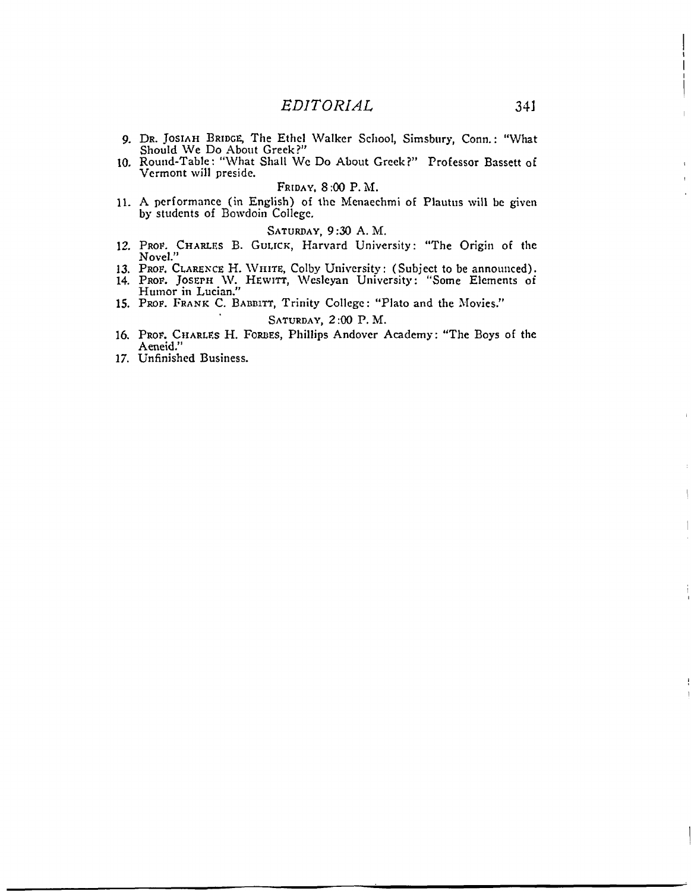9. Dr. Josiah Bridge, The Ethel Walker School, Simsbury, Conn.: "What Should We Do About Greek?"
10. Round-Table: "What Shall We Do About Greek?" Professor Bassett of Vermont will preside.

Friday, 8:00 P. M.

11. A performance (in English) of the Menaechmi of Plautus will be given by students of Bowdoin College.

Saturday, 9:30 A. M.

12. Prof. Charles B. Gulick, Harvard University: "The Origin of the Novel."
13. Prof. Clarence H. White, Colby University: (Subject to be announced).
14. Prof. Joseph W. Hewitt, Wesleyan University: "Some Elements of Humor in Lucian."
15. Prof. Frank C. Babbitt, Trinity College: "Plato and the Movies."

Saturday, 2:00 P. M.

16. Prof. Charles H. Forbes, Phillips Andover Academy: "The Boys of the Aeneid."
17. Unfinished Business.